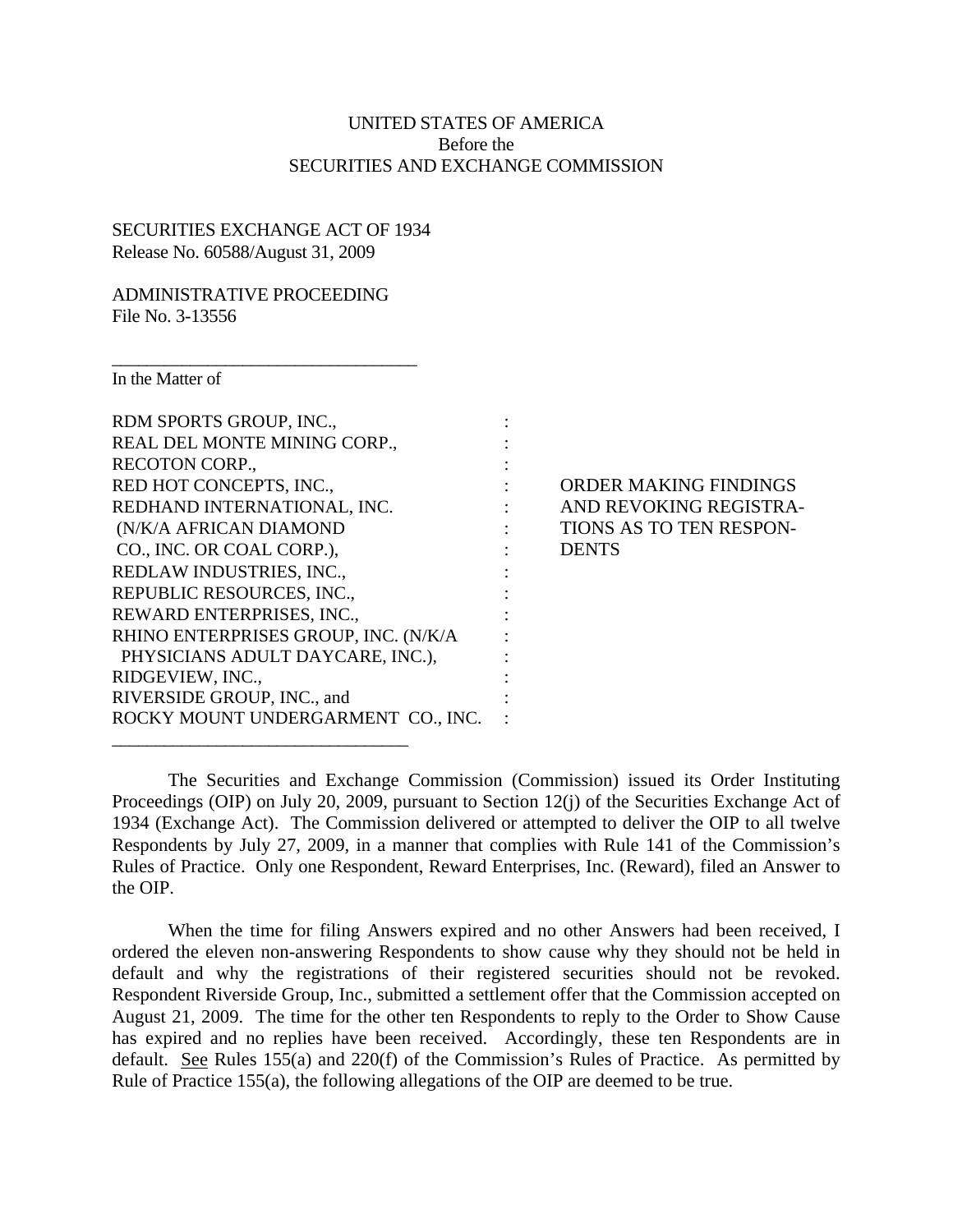UNITED STATES OF AMERICA
Before the
SECURITIES AND EXCHANGE COMMISSION

SECURITIES EXCHANGE ACT OF 1934
Release No. 60588/August 31, 2009

ADMINISTRATIVE PROCEEDING
File No. 3-13556

---

In the Matter of

RDM SPORTS GROUP, INC.,
REAL DEL MONTE MINING CORP.,
RECOTON CORP.,
RED HOT CONCEPTS, INC.,
REDHAND INTERNATIONAL, INC.
(N/K/A AFRICAN DIAMOND
CO., INC. OR COAL CORP.),
REDLAW INDUSTRIES, INC.,
REPUBLIC RESOURCES, INC.,
REWARD ENTERPRISES, INC.,
RHINO ENTERPRISES GROUP, INC. (N/K/A
PHYSICIANS ADULT DAYCARE, INC.),
RIDGEVIEW, INC.,
RIVERSIDE GROUP, INC., and
ROCKY MOUNT UNDERGARMENT CO., INC.

---

ORDER MAKING FINDINGS AND REVOKING REGISTRATIONS AS TO TEN RESPONDENTS

The Securities and Exchange Commission (Commission) issued its Order Instituting Proceedings (OIP) on July 20, 2009, pursuant to Section 12(j) of the Securities Exchange Act of 1934 (Exchange Act). The Commission delivered or attempted to deliver the OIP to all twelve Respondents by July 27, 2009, in a manner that complies with Rule 141 of the Commission's Rules of Practice. Only one Respondent, Reward Enterprises, Inc. (Reward), filed an Answer to the OIP.

When the time for filing Answers expired and no other Answers had been received, I ordered the eleven non-answering Respondents to show cause why they should not be held in default and why the registrations of their registered securities should not be revoked. Respondent Riverside Group, Inc., submitted a settlement offer that the Commission accepted on August 21, 2009. The time for the other ten Respondents to reply to the Order to Show Cause has expired and no replies have been received. Accordingly, these ten Respondents are in default. See Rules 155(a) and 220(f) of the Commission's Rules of Practice. As permitted by Rule of Practice 155(a), the following allegations of the OIP are deemed to be true.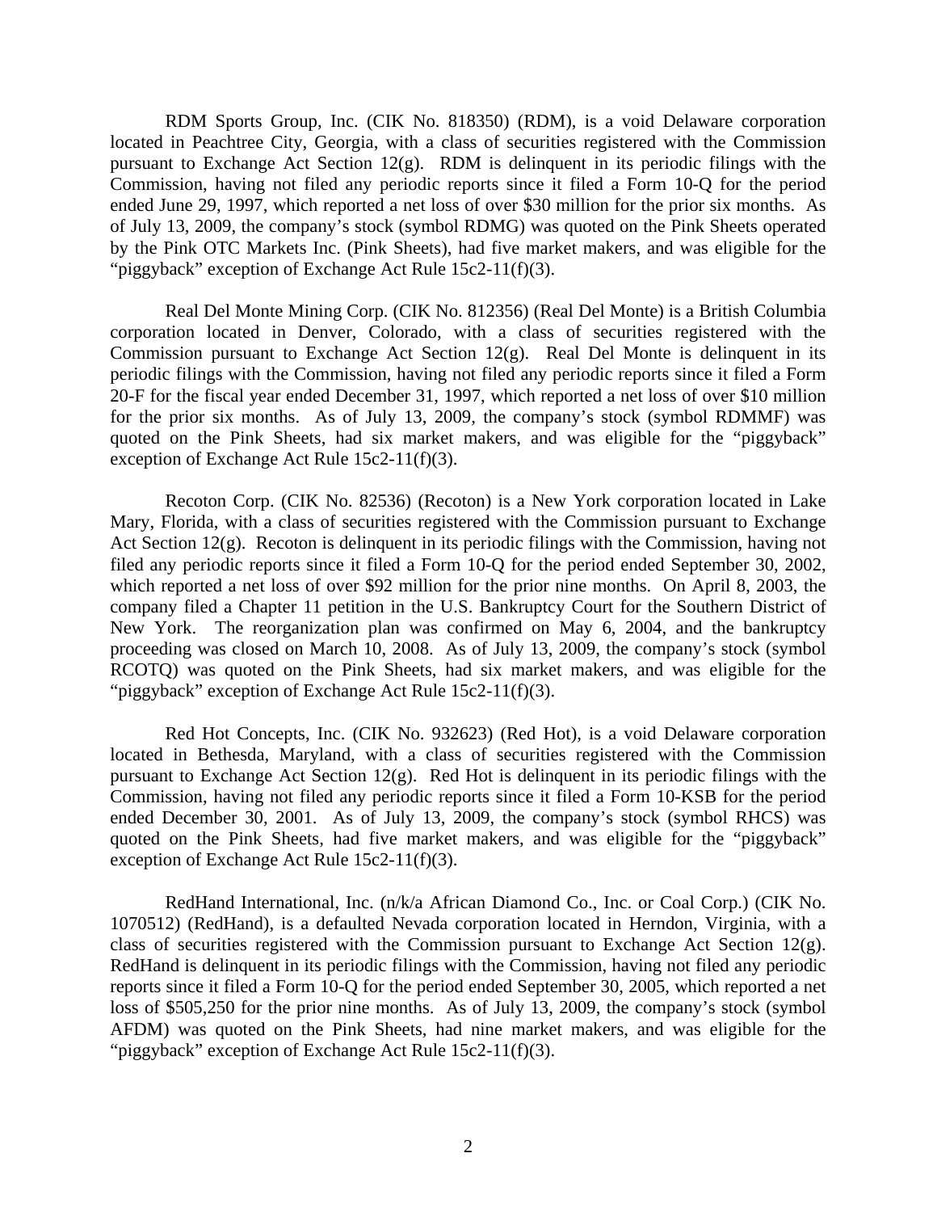RDM Sports Group, Inc. (CIK No. 818350) (RDM), is a void Delaware corporation located in Peachtree City, Georgia, with a class of securities registered with the Commission pursuant to Exchange Act Section 12(g). RDM is delinquent in its periodic filings with the Commission, having not filed any periodic reports since it filed a Form 10-Q for the period ended June 29, 1997, which reported a net loss of over $30 million for the prior six months. As of July 13, 2009, the company's stock (symbol RDMG) was quoted on the Pink Sheets operated by the Pink OTC Markets Inc. (Pink Sheets), had five market makers, and was eligible for the "piggyback" exception of Exchange Act Rule 15c2-11(f)(3).

Real Del Monte Mining Corp. (CIK No. 812356) (Real Del Monte) is a British Columbia corporation located in Denver, Colorado, with a class of securities registered with the Commission pursuant to Exchange Act Section 12(g). Real Del Monte is delinquent in its periodic filings with the Commission, having not filed any periodic reports since it filed a Form 20-F for the fiscal year ended December 31, 1997, which reported a net loss of over $10 million for the prior six months. As of July 13, 2009, the company's stock (symbol RDMMF) was quoted on the Pink Sheets, had six market makers, and was eligible for the "piggyback" exception of Exchange Act Rule 15c2-11(f)(3).

Recoton Corp. (CIK No. 82536) (Recoton) is a New York corporation located in Lake Mary, Florida, with a class of securities registered with the Commission pursuant to Exchange Act Section 12(g). Recoton is delinquent in its periodic filings with the Commission, having not filed any periodic reports since it filed a Form 10-Q for the period ended September 30, 2002, which reported a net loss of over $92 million for the prior nine months. On April 8, 2003, the company filed a Chapter 11 petition in the U.S. Bankruptcy Court for the Southern District of New York. The reorganization plan was confirmed on May 6, 2004, and the bankruptcy proceeding was closed on March 10, 2008. As of July 13, 2009, the company's stock (symbol RCOTQ) was quoted on the Pink Sheets, had six market makers, and was eligible for the "piggyback" exception of Exchange Act Rule 15c2-11(f)(3).

Red Hot Concepts, Inc. (CIK No. 932623) (Red Hot), is a void Delaware corporation located in Bethesda, Maryland, with a class of securities registered with the Commission pursuant to Exchange Act Section 12(g). Red Hot is delinquent in its periodic filings with the Commission, having not filed any periodic reports since it filed a Form 10-KSB for the period ended December 30, 2001. As of July 13, 2009, the company's stock (symbol RHCS) was quoted on the Pink Sheets, had five market makers, and was eligible for the "piggyback" exception of Exchange Act Rule 15c2-11(f)(3).

RedHand International, Inc. (n/k/a African Diamond Co., Inc. or Coal Corp.) (CIK No. 1070512) (RedHand), is a defaulted Nevada corporation located in Herndon, Virginia, with a class of securities registered with the Commission pursuant to Exchange Act Section 12(g). RedHand is delinquent in its periodic filings with the Commission, having not filed any periodic reports since it filed a Form 10-Q for the period ended September 30, 2005, which reported a net loss of $505,250 for the prior nine months. As of July 13, 2009, the company's stock (symbol AFDM) was quoted on the Pink Sheets, had nine market makers, and was eligible for the "piggyback" exception of Exchange Act Rule 15c2-11(f)(3).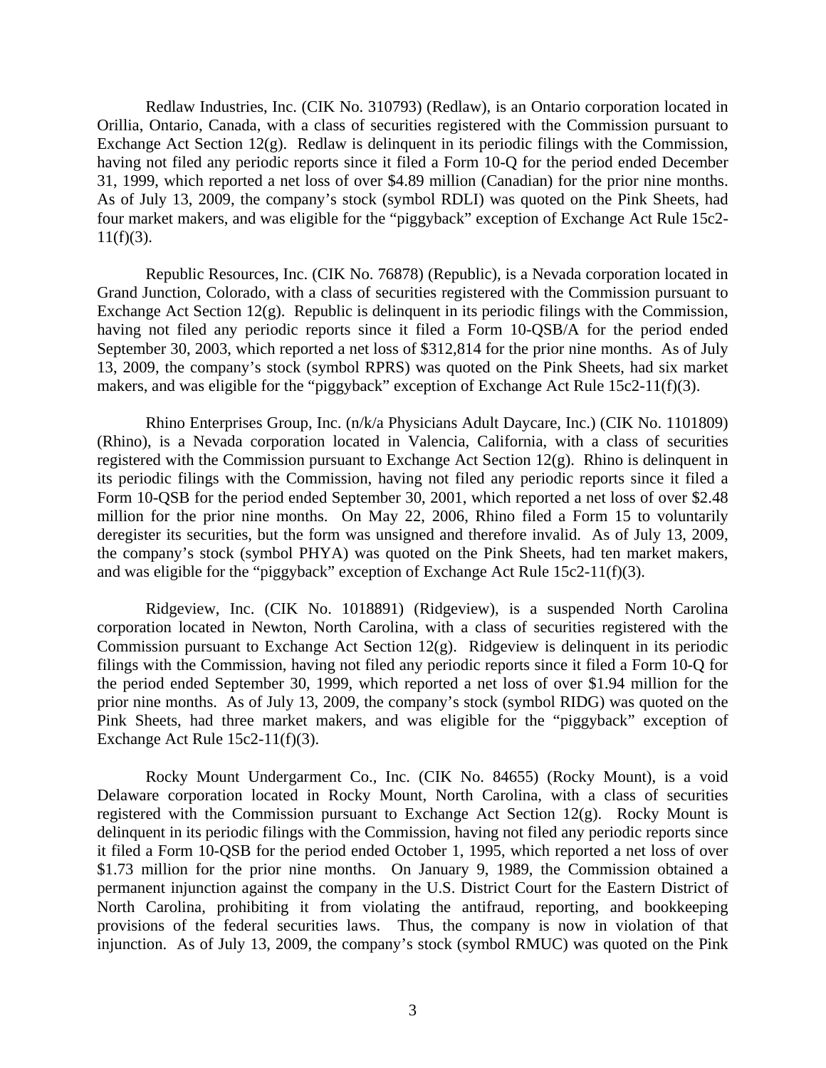Redlaw Industries, Inc. (CIK No. 310793) (Redlaw), is an Ontario corporation located in Orillia, Ontario, Canada, with a class of securities registered with the Commission pursuant to Exchange Act Section 12(g). Redlaw is delinquent in its periodic filings with the Commission, having not filed any periodic reports since it filed a Form 10-Q for the period ended December 31, 1999, which reported a net loss of over $4.89 million (Canadian) for the prior nine months. As of July 13, 2009, the company's stock (symbol RDLI) was quoted on the Pink Sheets, had four market makers, and was eligible for the "piggyback" exception of Exchange Act Rule 15c2-11(f)(3).

Republic Resources, Inc. (CIK No. 76878) (Republic), is a Nevada corporation located in Grand Junction, Colorado, with a class of securities registered with the Commission pursuant to Exchange Act Section 12(g). Republic is delinquent in its periodic filings with the Commission, having not filed any periodic reports since it filed a Form 10-QSB/A for the period ended September 30, 2003, which reported a net loss of $312,814 for the prior nine months. As of July 13, 2009, the company's stock (symbol RPRS) was quoted on the Pink Sheets, had six market makers, and was eligible for the "piggyback" exception of Exchange Act Rule 15c2-11(f)(3).

Rhino Enterprises Group, Inc. (n/k/a Physicians Adult Daycare, Inc.) (CIK No. 1101809) (Rhino), is a Nevada corporation located in Valencia, California, with a class of securities registered with the Commission pursuant to Exchange Act Section 12(g). Rhino is delinquent in its periodic filings with the Commission, having not filed any periodic reports since it filed a Form 10-QSB for the period ended September 30, 2001, which reported a net loss of over $2.48 million for the prior nine months. On May 22, 2006, Rhino filed a Form 15 to voluntarily deregister its securities, but the form was unsigned and therefore invalid. As of July 13, 2009, the company's stock (symbol PHYA) was quoted on the Pink Sheets, had ten market makers, and was eligible for the "piggyback" exception of Exchange Act Rule 15c2-11(f)(3).

Ridgeview, Inc. (CIK No. 1018891) (Ridgeview), is a suspended North Carolina corporation located in Newton, North Carolina, with a class of securities registered with the Commission pursuant to Exchange Act Section 12(g). Ridgeview is delinquent in its periodic filings with the Commission, having not filed any periodic reports since it filed a Form 10-Q for the period ended September 30, 1999, which reported a net loss of over $1.94 million for the prior nine months. As of July 13, 2009, the company's stock (symbol RIDG) was quoted on the Pink Sheets, had three market makers, and was eligible for the "piggyback" exception of Exchange Act Rule 15c2-11(f)(3).

Rocky Mount Undergarment Co., Inc. (CIK No. 84655) (Rocky Mount), is a void Delaware corporation located in Rocky Mount, North Carolina, with a class of securities registered with the Commission pursuant to Exchange Act Section 12(g). Rocky Mount is delinquent in its periodic filings with the Commission, having not filed any periodic reports since it filed a Form 10-QSB for the period ended October 1, 1995, which reported a net loss of over $1.73 million for the prior nine months. On January 9, 1989, the Commission obtained a permanent injunction against the company in the U.S. District Court for the Eastern District of North Carolina, prohibiting it from violating the antifraud, reporting, and bookkeeping provisions of the federal securities laws. Thus, the company is now in violation of that injunction. As of July 13, 2009, the company's stock (symbol RMUC) was quoted on the Pink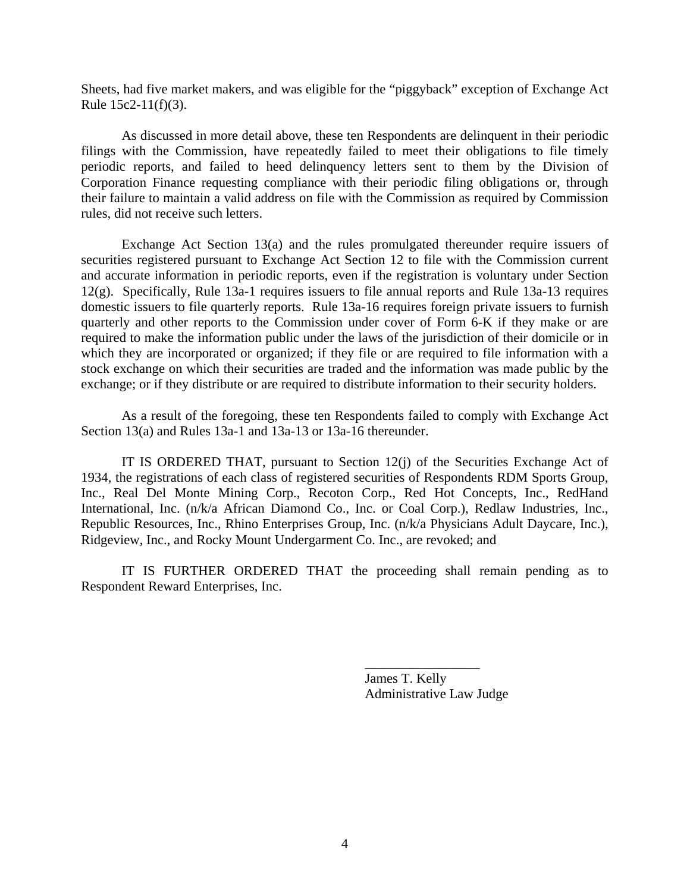Sheets, had five market makers, and was eligible for the "piggyback" exception of Exchange Act Rule 15c2-11(f)(3).

As discussed in more detail above, these ten Respondents are delinquent in their periodic filings with the Commission, have repeatedly failed to meet their obligations to file timely periodic reports, and failed to heed delinquency letters sent to them by the Division of Corporation Finance requesting compliance with their periodic filing obligations or, through their failure to maintain a valid address on file with the Commission as required by Commission rules, did not receive such letters.

Exchange Act Section 13(a) and the rules promulgated thereunder require issuers of securities registered pursuant to Exchange Act Section 12 to file with the Commission current and accurate information in periodic reports, even if the registration is voluntary under Section 12(g). Specifically, Rule 13a-1 requires issuers to file annual reports and Rule 13a-13 requires domestic issuers to file quarterly reports. Rule 13a-16 requires foreign private issuers to furnish quarterly and other reports to the Commission under cover of Form 6-K if they make or are required to make the information public under the laws of the jurisdiction of their domicile or in which they are incorporated or organized; if they file or are required to file information with a stock exchange on which their securities are traded and the information was made public by the exchange; or if they distribute or are required to distribute information to their security holders.

As a result of the foregoing, these ten Respondents failed to comply with Exchange Act Section 13(a) and Rules 13a-1 and 13a-13 or 13a-16 thereunder.

IT IS ORDERED THAT, pursuant to Section 12(j) of the Securities Exchange Act of 1934, the registrations of each class of registered securities of Respondents RDM Sports Group, Inc., Real Del Monte Mining Corp., Recoton Corp., Red Hot Concepts, Inc., RedHand International, Inc. (n/k/a African Diamond Co., Inc. or Coal Corp.), Redlaw Industries, Inc., Republic Resources, Inc., Rhino Enterprises Group, Inc. (n/k/a Physicians Adult Daycare, Inc.), Ridgeview, Inc., and Rocky Mount Undergarment Co. Inc., are revoked; and

IT IS FURTHER ORDERED THAT the proceeding shall remain pending as to Respondent Reward Enterprises, Inc.

\_\_\_\_\_\_\_\_\_\_\_\_\_\_\_\_\_

James T. Kelly
Administrative Law Judge